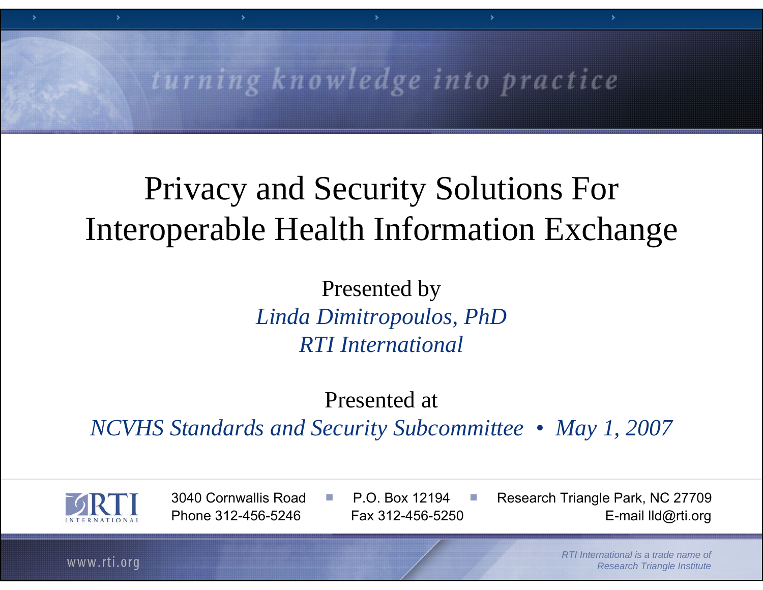turning knowledge into practice

# Privacy and Security Solutions For Interoperable Health Information Exchange

Presented by
*Linda Dimitropoulos, PhD*
*RTI International*

Presented at
*NCVHS Standards and Security Subcommittee • May 1, 2007*

RTI INTERNATIONAL

3040 Cornwallis Road ■ P.O. Box 12194 ■ Research Triangle Park, NC 27709
Phone 312-456-5246   Fax 312-456-5250   E-mail lld@rti.org

www.rti.org

*RTI International is a trade name of Research Triangle Institute*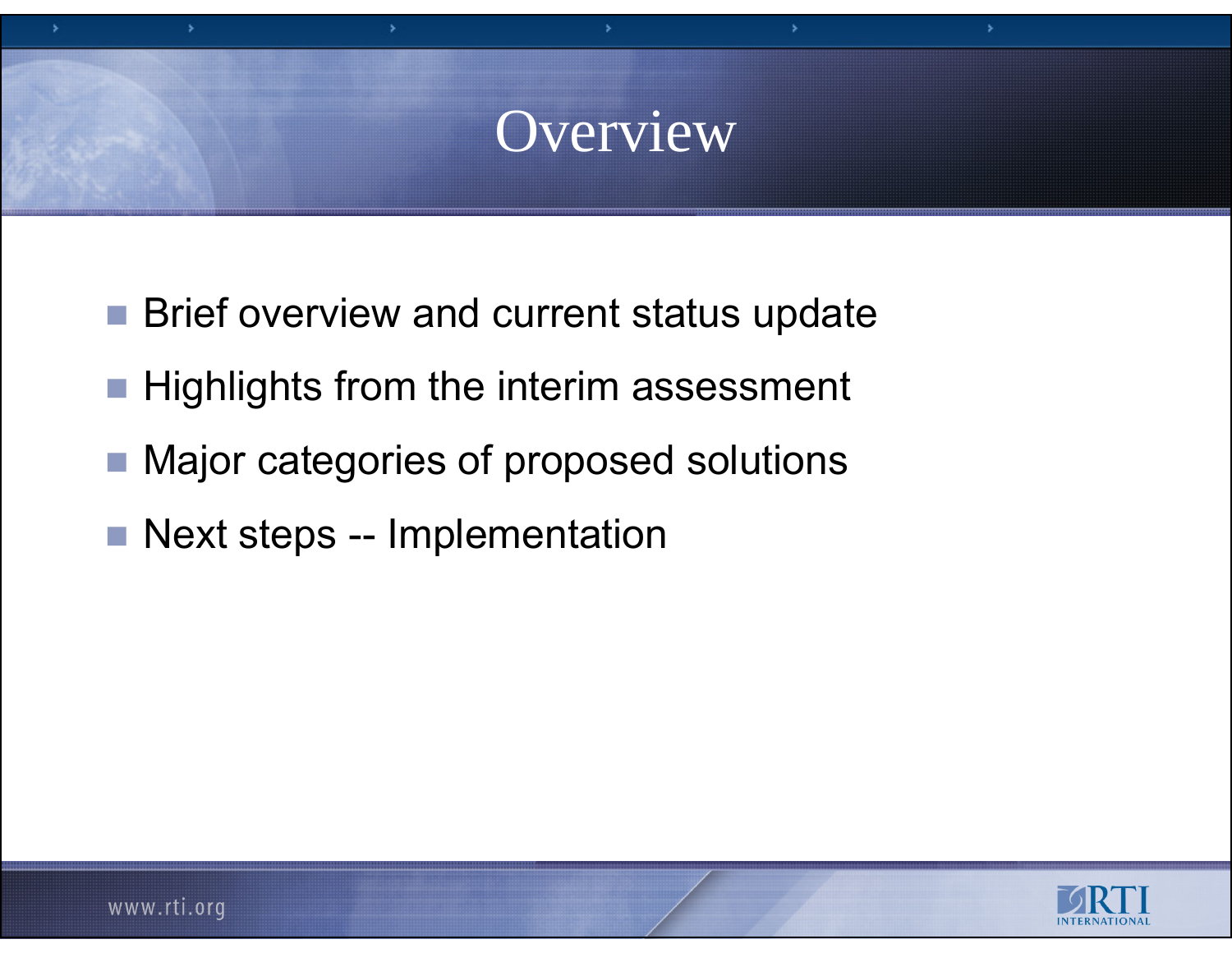# Overview

- Brief overview and current status update
- Highlights from the interim assessment
- Major categories of proposed solutions
- Next steps -- Implementation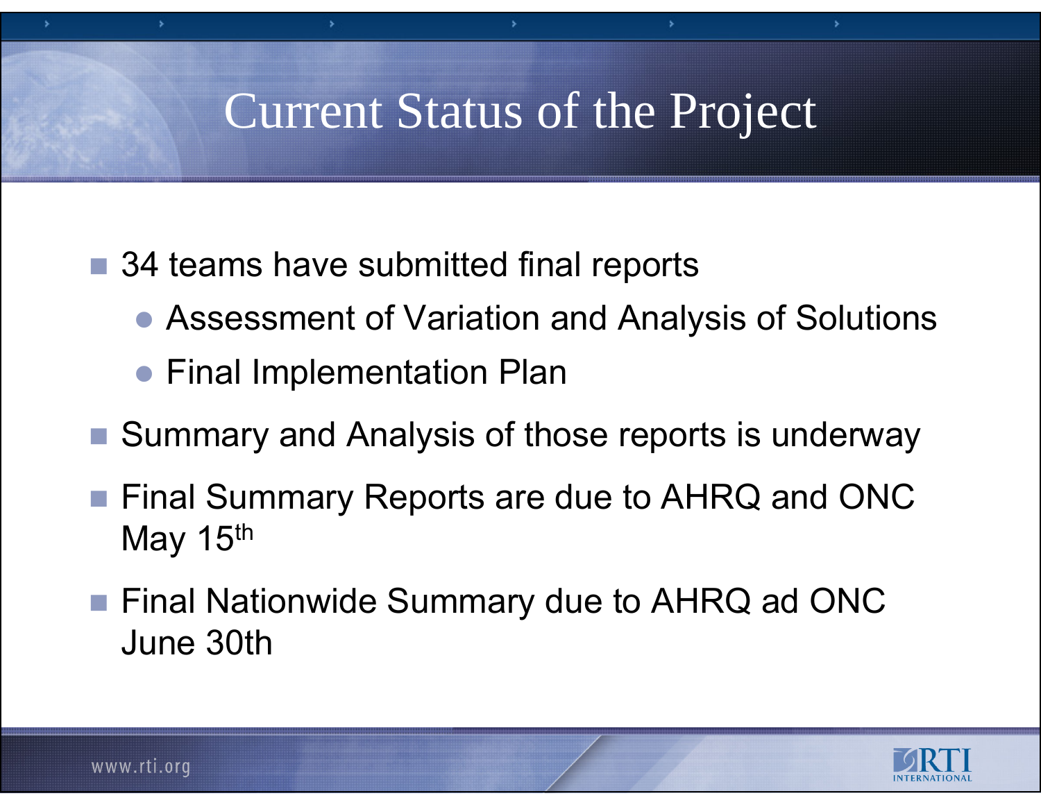# Current Status of the Project

- 34 teams have submitted final reports
  - Assessment of Variation and Analysis of Solutions
  - Final Implementation Plan
- Summary and Analysis of those reports is underway
- Final Summary Reports are due to AHRQ and ONC May 15th
- Final Nationwide Summary due to AHRQ ad ONC June 30th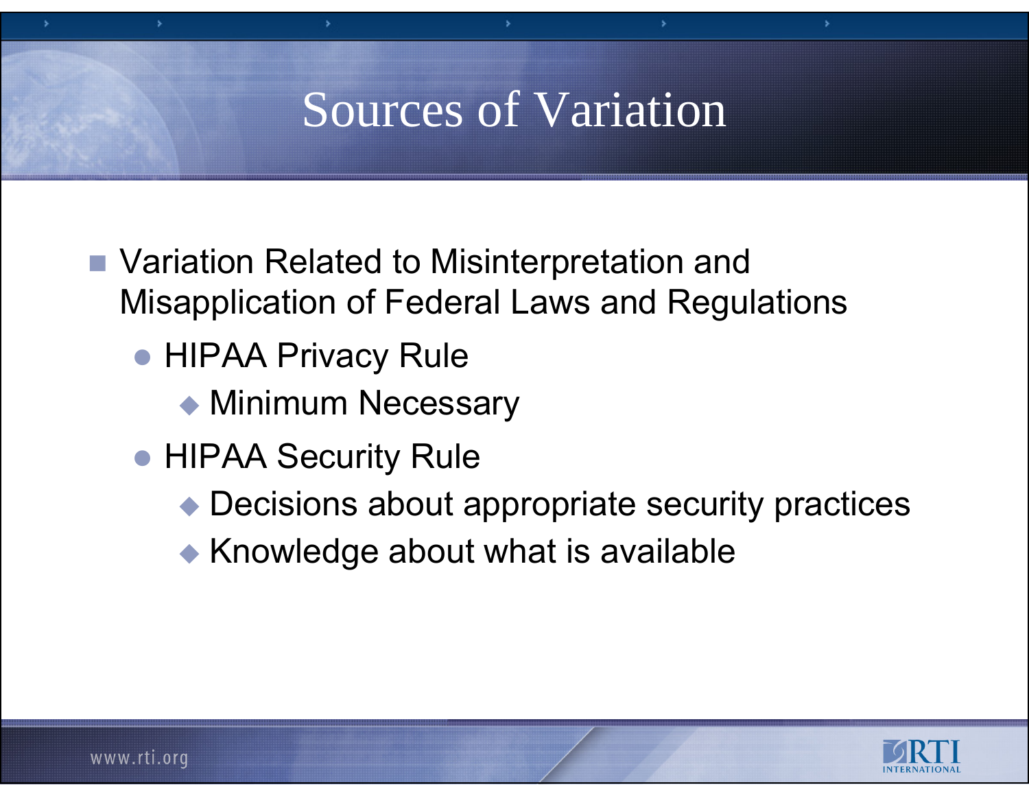# Sources of Variation

- Variation Related to Misinterpretation and Misapplication of Federal Laws and Regulations
  - HIPAA Privacy Rule
    - Minimum Necessary
  - HIPAA Security Rule
    - Decisions about appropriate security practices
    - Knowledge about what is available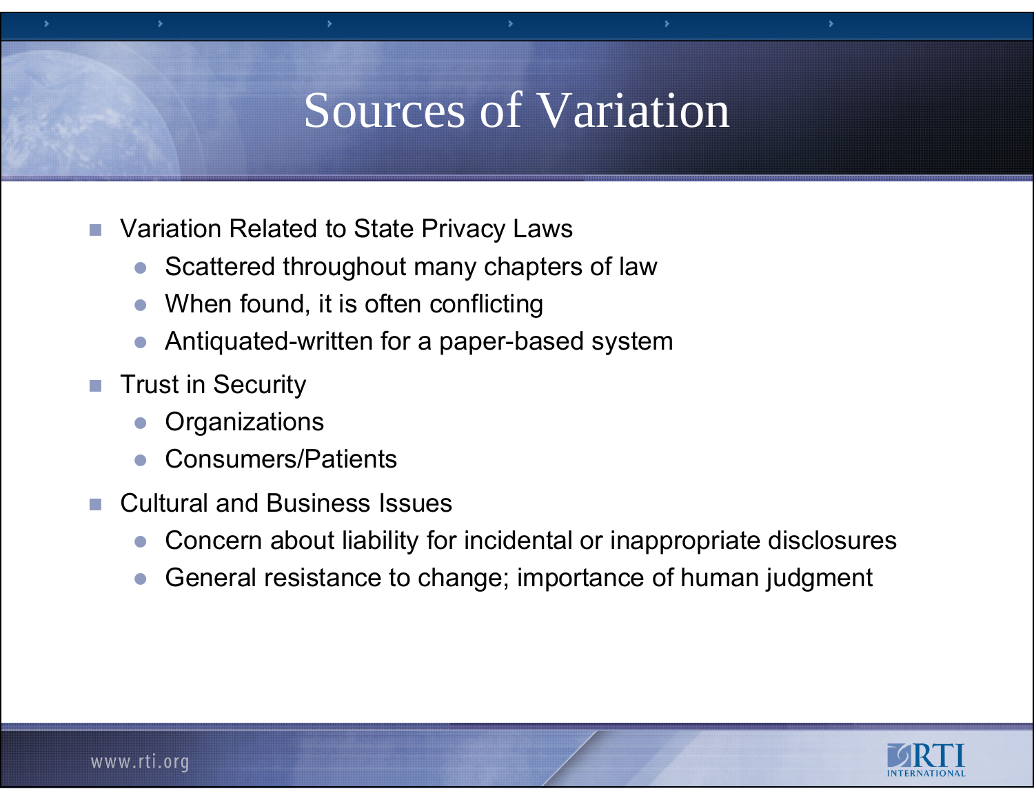# Sources of Variation

- Variation Related to State Privacy Laws
  - Scattered throughout many chapters of law
  - When found, it is often conflicting
  - Antiquated-written for a paper-based system
- Trust in Security
  - Organizations
  - Consumers/Patients
- Cultural and Business Issues
  - Concern about liability for incidental or inappropriate disclosures
  - General resistance to change; importance of human judgment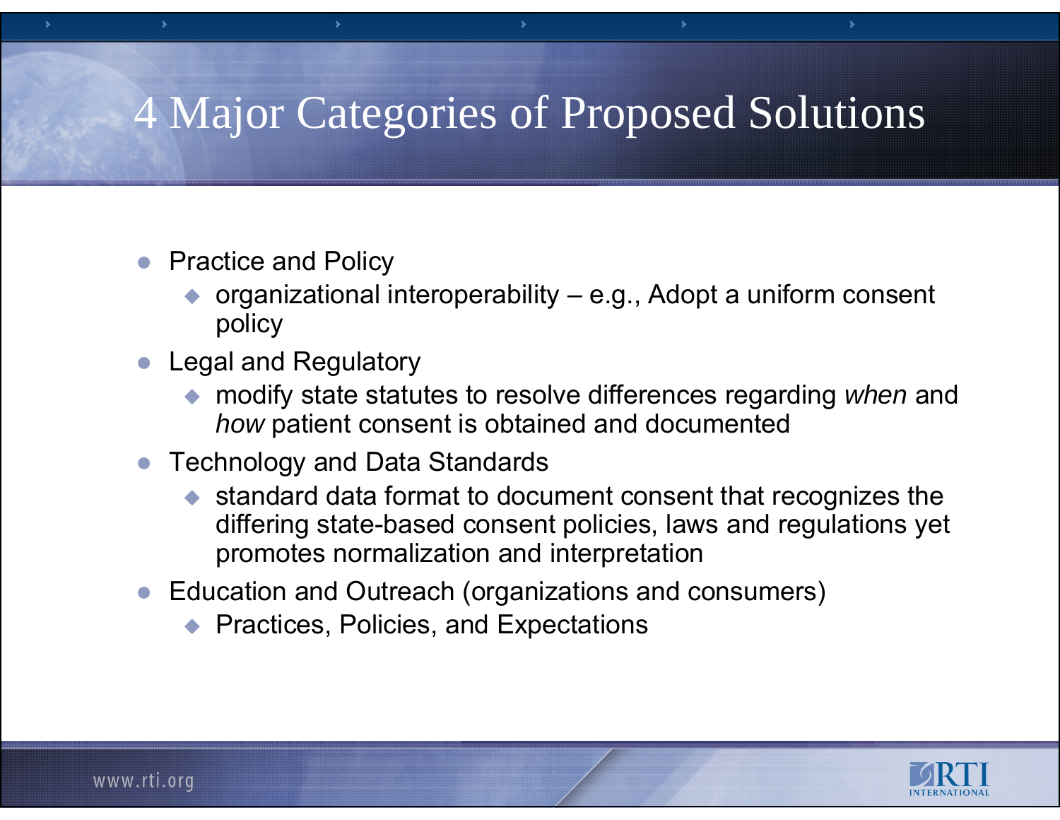# 4 Major Categories of Proposed Solutions

- Practice and Policy
  - organizational interoperability – e.g., Adopt a uniform consent policy
- Legal and Regulatory
  - modify state statutes to resolve differences regarding *when* and *how* patient consent is obtained and documented
- Technology and Data Standards
  - standard data format to document consent that recognizes the differing state-based consent policies, laws and regulations yet promotes normalization and interpretation
- Education and Outreach (organizations and consumers)
  - Practices, Policies, and Expectations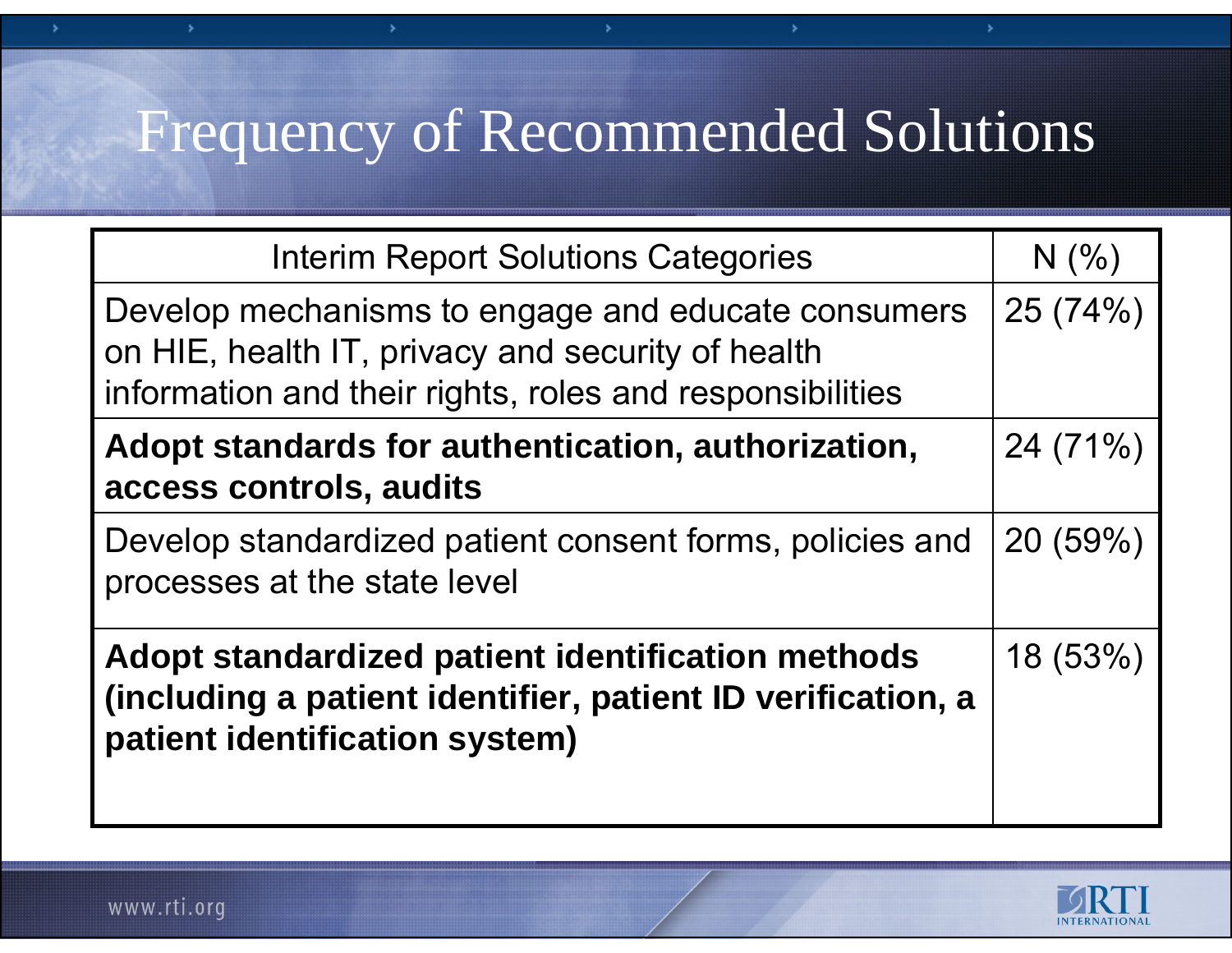# Frequency of Recommended Solutions

| Interim Report Solutions Categories | N (%) |
|---|---|
| Develop mechanisms to engage and educate consumers on HIE, health IT, privacy and security of health information and their rights, roles and responsibilities | 25 (74%) |
| **Adopt standards for authentication, authorization, access controls, audits** | 24 (71%) |
| Develop standardized patient consent forms, policies and processes at the state level | 20 (59%) |
| **Adopt standardized patient identification methods (including a patient identifier, patient ID verification, a patient identification system)** | 18 (53%) |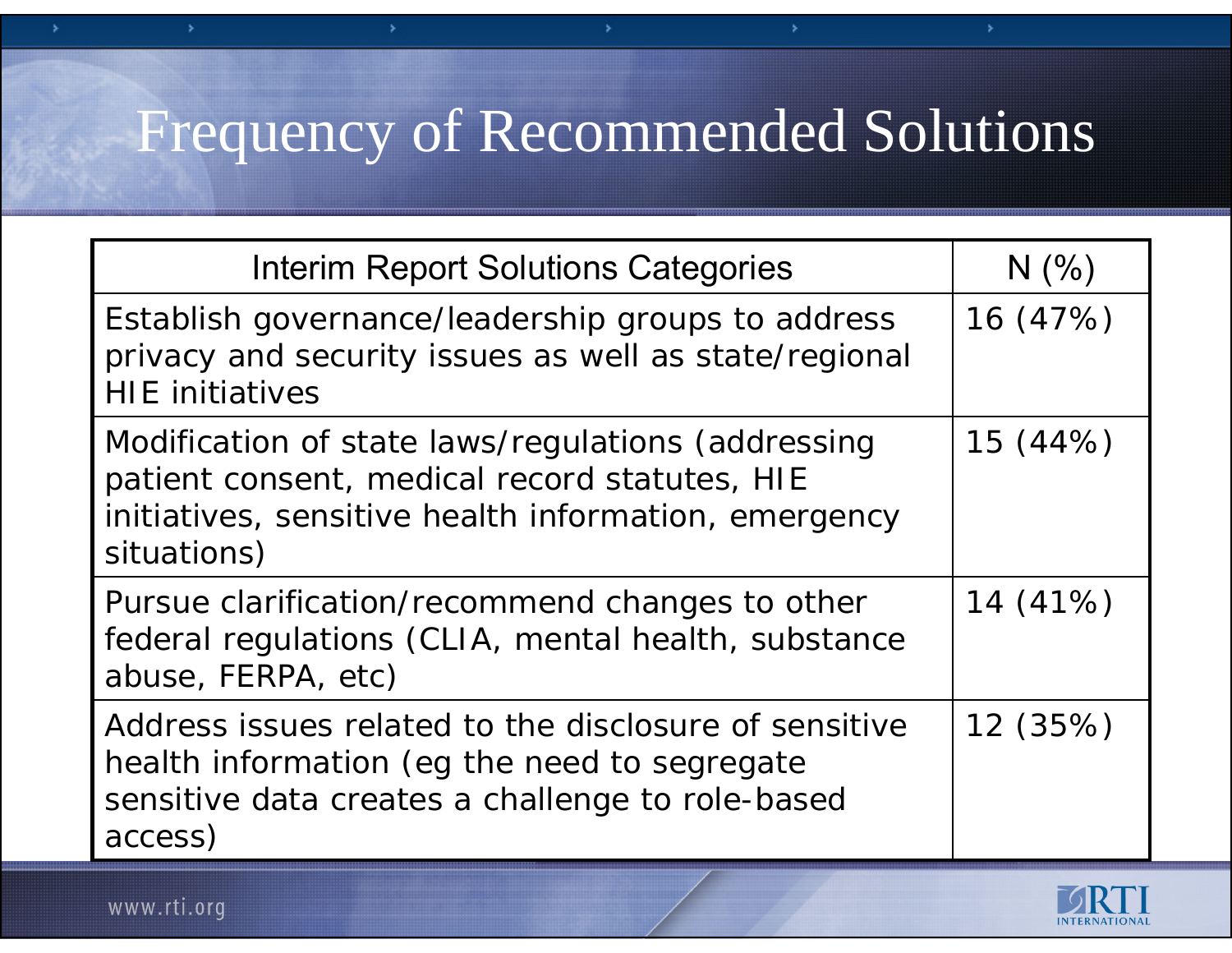# Frequency of Recommended Solutions

| Interim Report Solutions Categories | N (%) |
|---|---|
| Establish governance/leadership groups to address privacy and security issues as well as state/regional HIE initiatives | 16 (47%) |
| Modification of state laws/regulations (addressing patient consent, medical record statutes, HIE initiatives, sensitive health information, emergency situations) | 15 (44%) |
| Pursue clarification/recommend changes to other federal regulations (CLIA, mental health, substance abuse, FERPA, etc) | 14 (41%) |
| Address issues related to the disclosure of sensitive health information (eg the need to segregate sensitive data creates a challenge to role-based access) | 12 (35%) |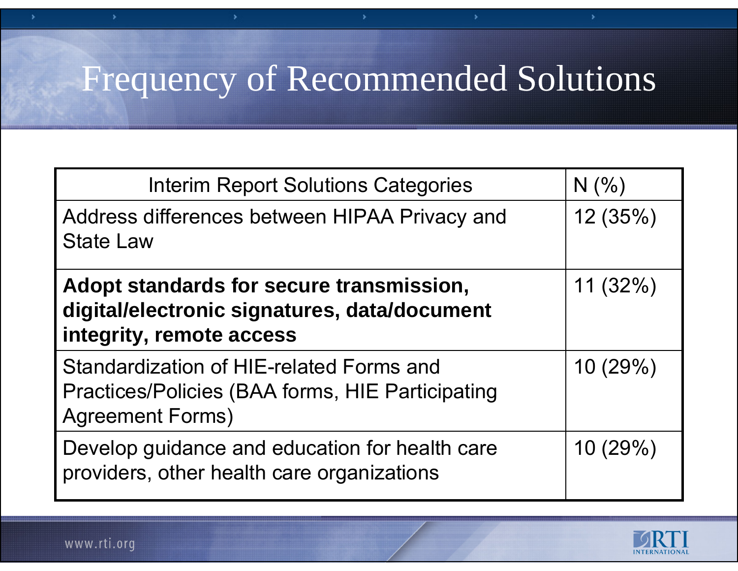# Frequency of Recommended Solutions

| Interim Report Solutions Categories | N (%) |
|---|---|
| Address differences between HIPAA Privacy and State Law | 12 (35%) |
| **Adopt standards for secure transmission, digital/electronic signatures, data/document integrity, remote access** | 11 (32%) |
| Standardization of HIE-related Forms and Practices/Policies (BAA forms, HIE Participating Agreement Forms) | 10 (29%) |
| Develop guidance and education for health care providers, other health care organizations | 10 (29%) |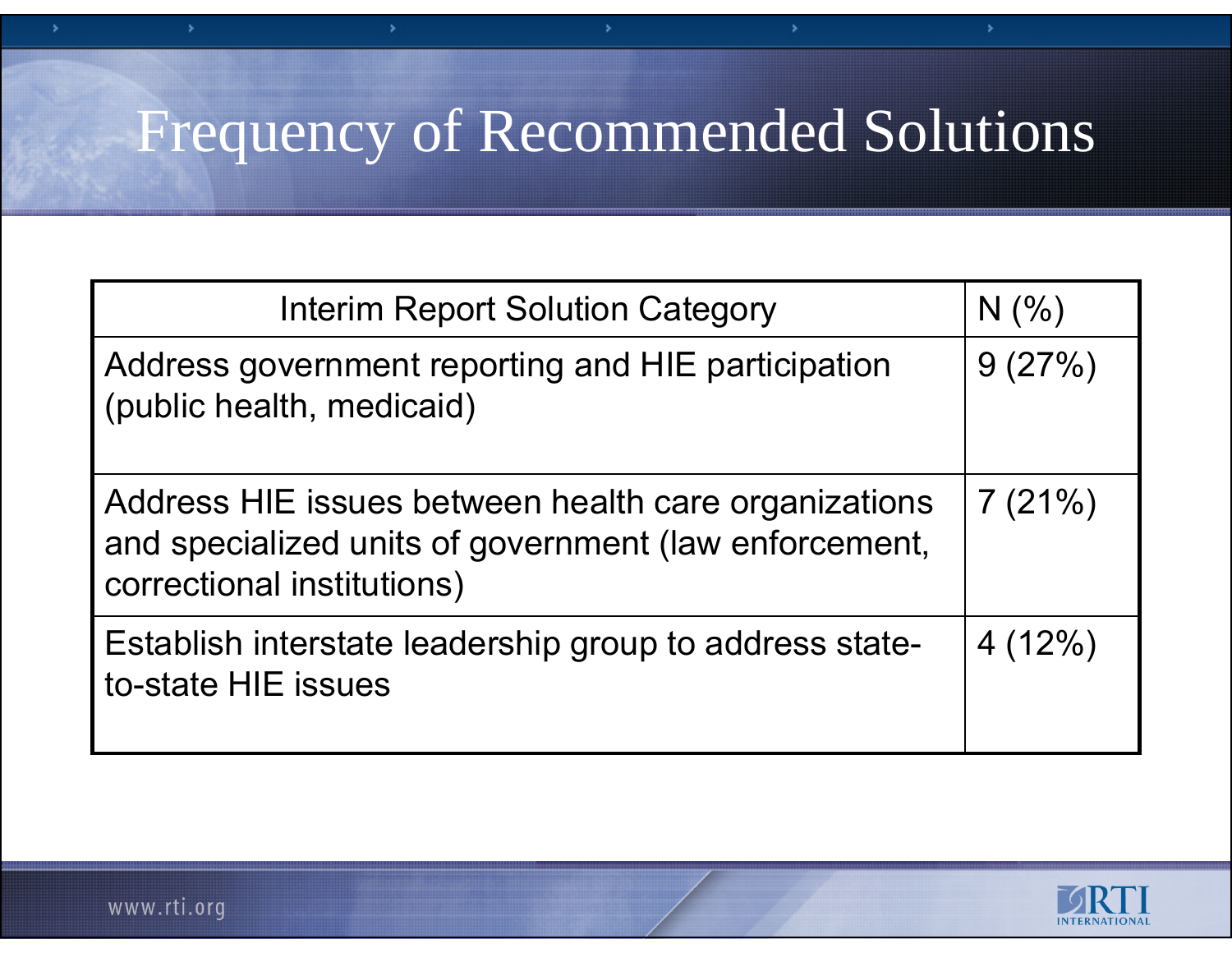# Frequency of Recommended Solutions

| Interim Report Solution Category | N (%) |
|---|---|
| Address government reporting and HIE participation (public health, medicaid) | 9 (27%) |
| Address HIE issues between health care organizations and specialized units of government (law enforcement, correctional institutions) | 7 (21%) |
| Establish interstate leadership group to address state-to-state HIE issues | 4 (12%) |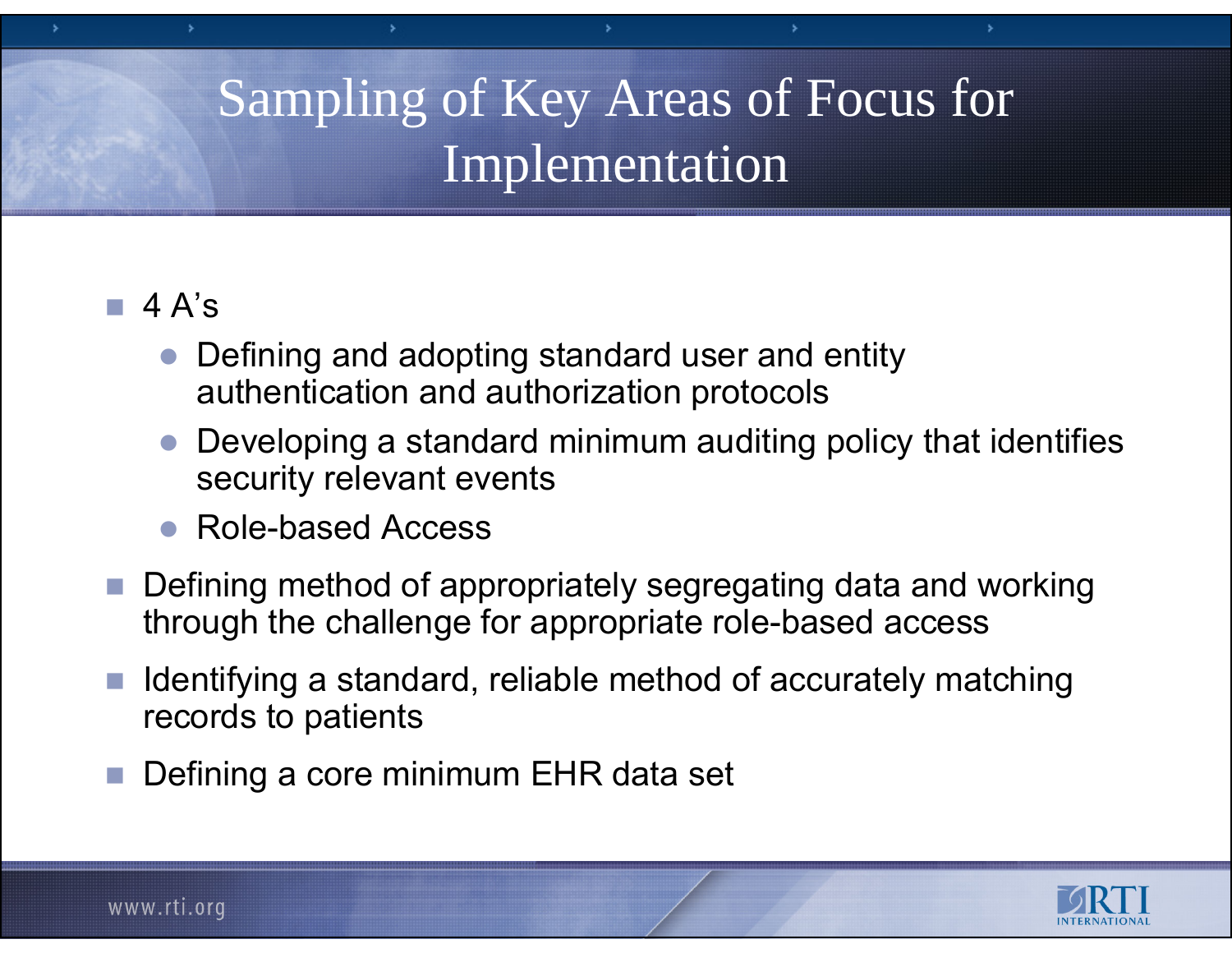# Sampling of Key Areas of Focus for Implementation

- 4 A's
  - Defining and adopting standard user and entity authentication and authorization protocols
  - Developing a standard minimum auditing policy that identifies security relevant events
  - Role-based Access
- Defining method of appropriately segregating data and working through the challenge for appropriate role-based access
- Identifying a standard, reliable method of accurately matching records to patients
- Defining a core minimum EHR data set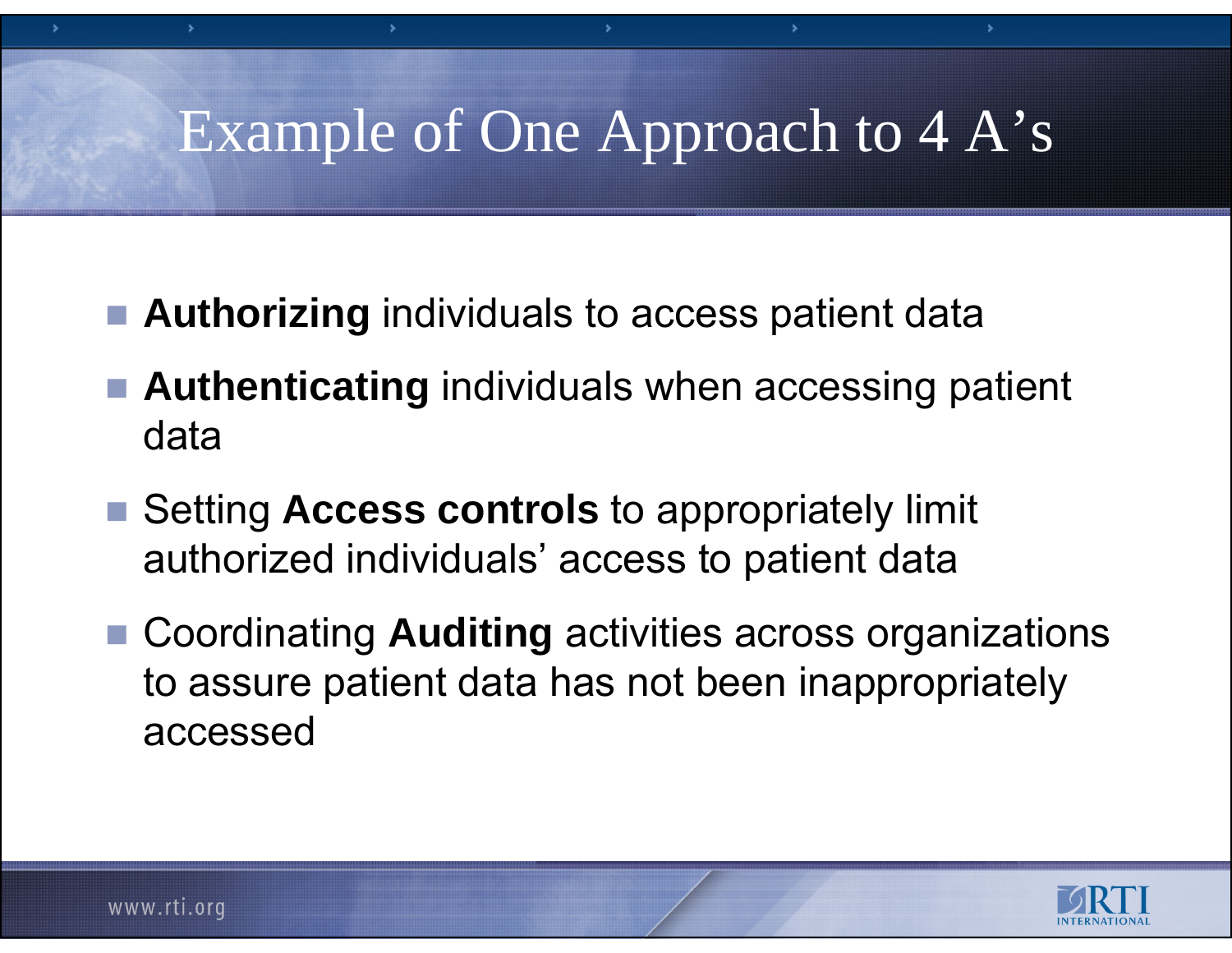# Example of One Approach to 4 A's

- **Authorizing** individuals to access patient data
- **Authenticating** individuals when accessing patient data
- Setting **Access controls** to appropriately limit authorized individuals' access to patient data
- Coordinating **Auditing** activities across organizations to assure patient data has not been inappropriately accessed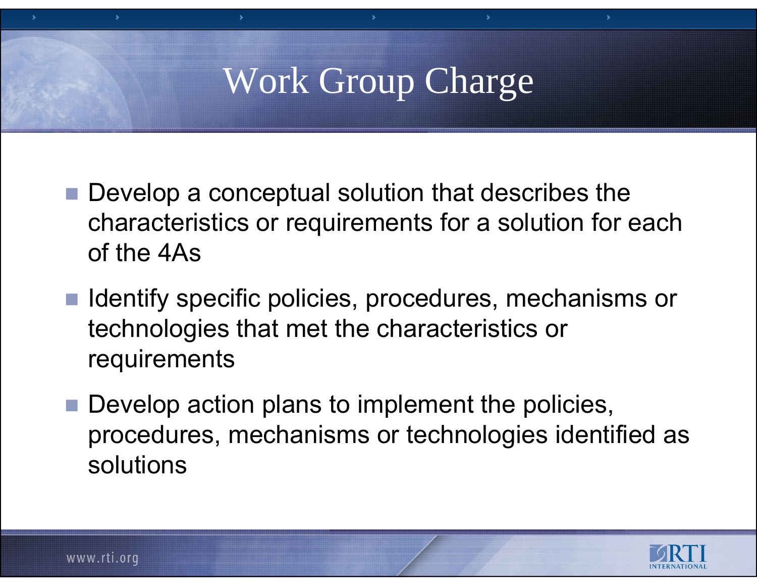# Work Group Charge

- Develop a conceptual solution that describes the characteristics or requirements for a solution for each of the 4As
- Identify specific policies, procedures, mechanisms or technologies that met the characteristics or requirements
- Develop action plans to implement the policies, procedures, mechanisms or technologies identified as solutions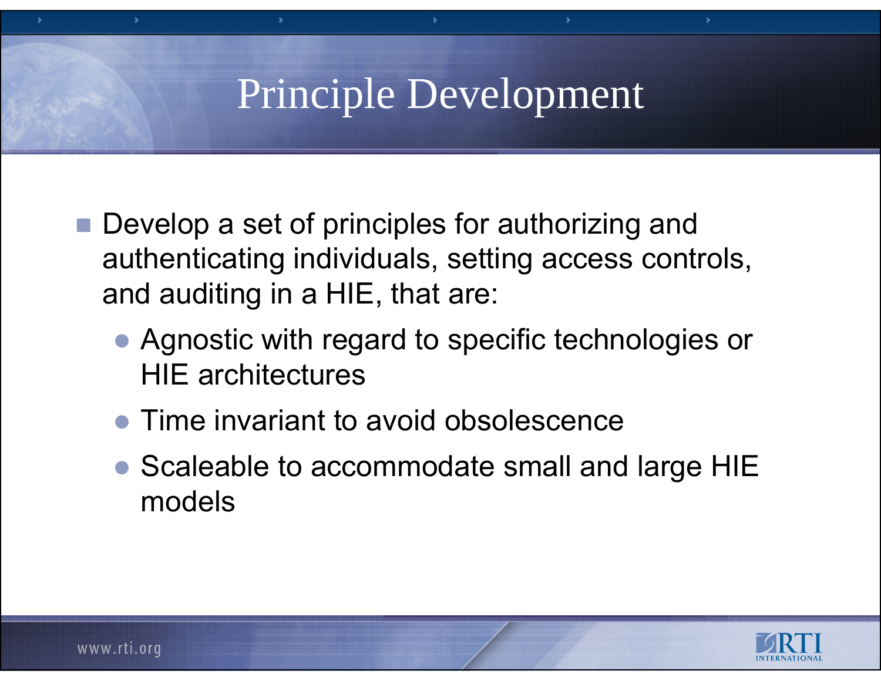# Principle Development

- Develop a set of principles for authorizing and authenticating individuals, setting access controls, and auditing in a HIE, that are:
  - Agnostic with regard to specific technologies or HIE architectures
  - Time invariant to avoid obsolescence
  - Scaleable to accommodate small and large HIE models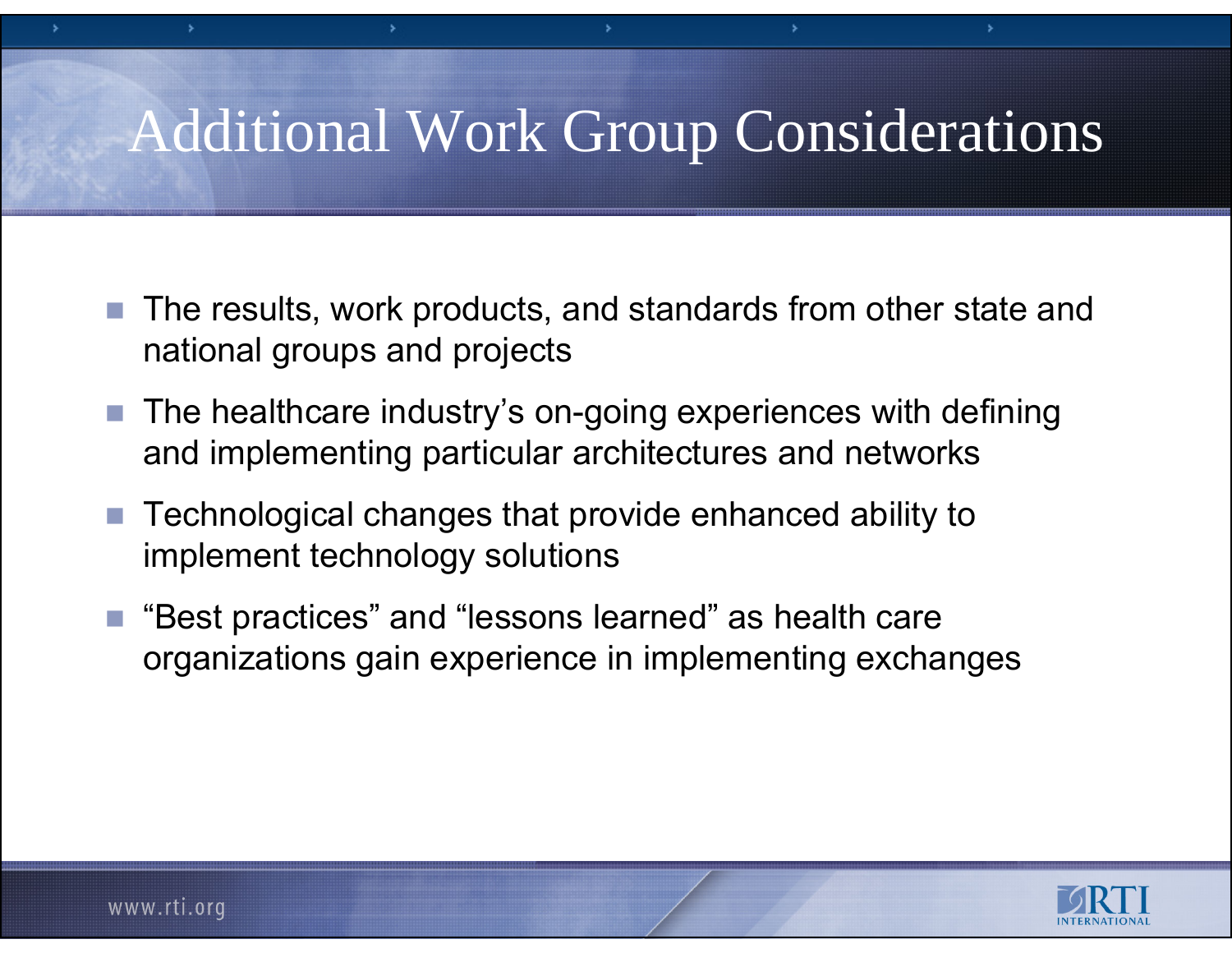# Additional Work Group Considerations

- The results, work products, and standards from other state and national groups and projects
- The healthcare industry's on-going experiences with defining and implementing particular architectures and networks
- Technological changes that provide enhanced ability to implement technology solutions
- "Best practices" and "lessons learned" as health care organizations gain experience in implementing exchanges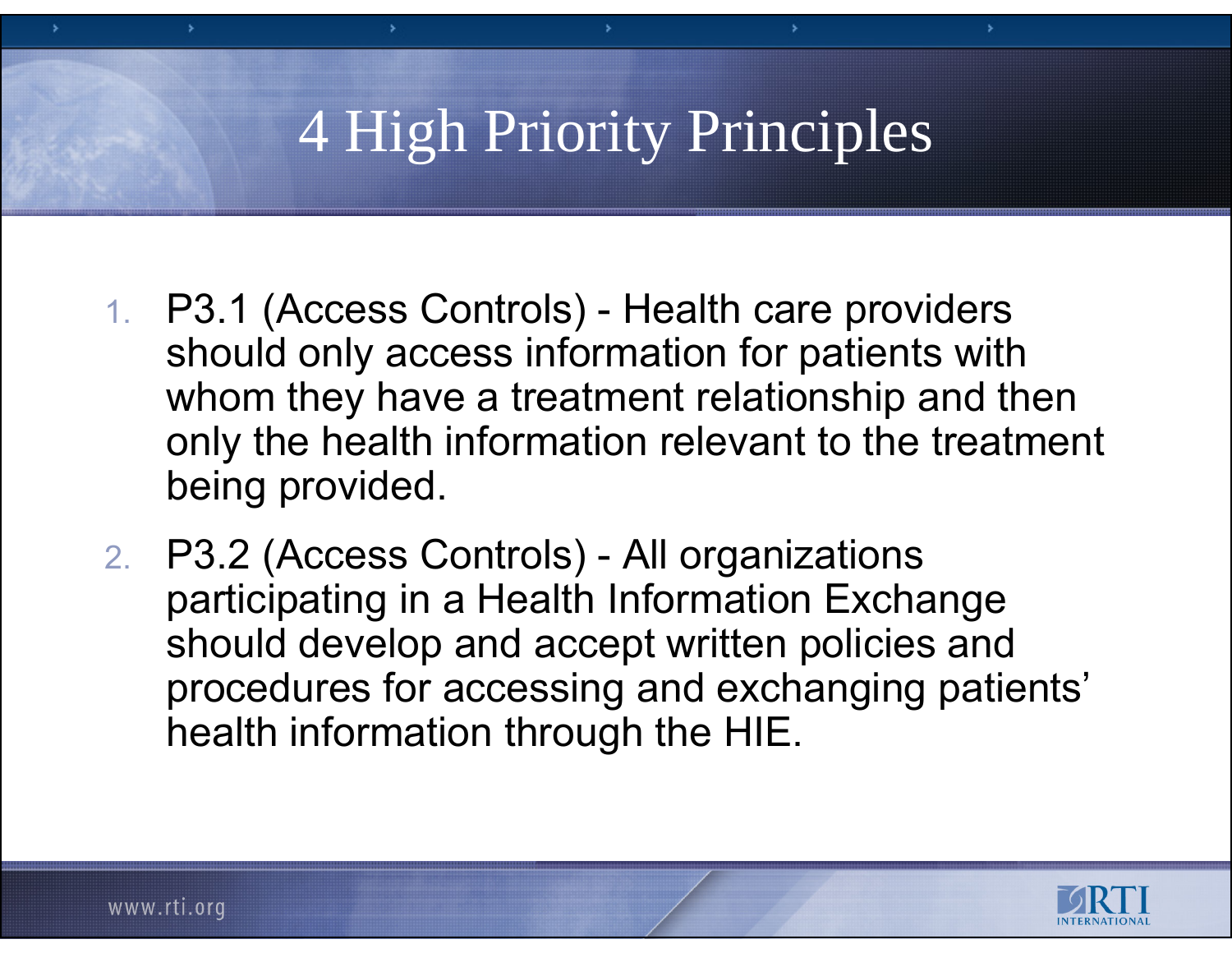# 4 High Priority Principles

1. P3.1 (Access Controls) - Health care providers should only access information for patients with whom they have a treatment relationship and then only the health information relevant to the treatment being provided.
2. P3.2 (Access Controls) - All organizations participating in a Health Information Exchange should develop and accept written policies and procedures for accessing and exchanging patients' health information through the HIE.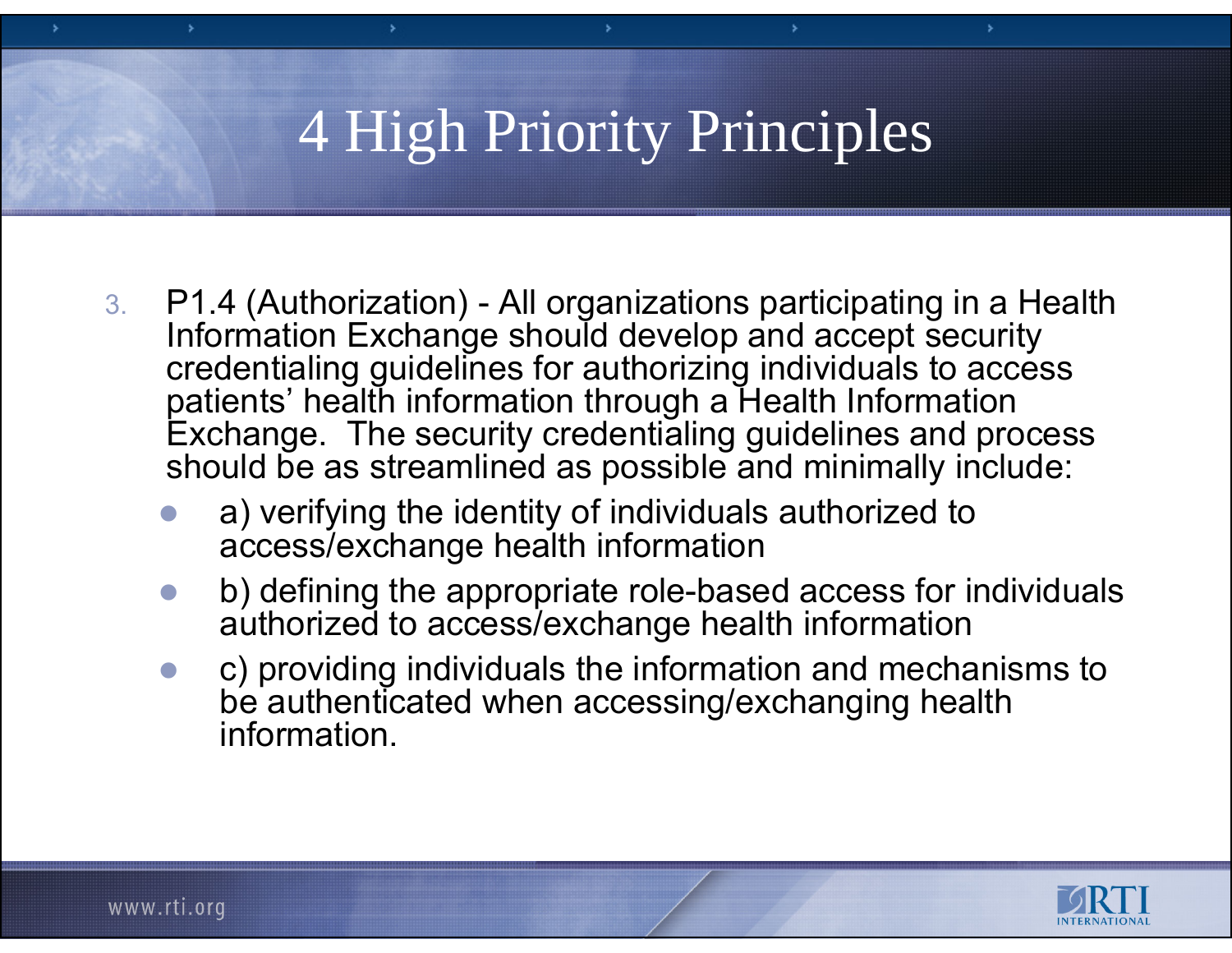# 4 High Priority Principles

3. P1.4 (Authorization) - All organizations participating in a Health Information Exchange should develop and accept security credentialing guidelines for authorizing individuals to access patients' health information through a Health Information Exchange. The security credentialing guidelines and process should be as streamlined as possible and minimally include:
   - a) verifying the identity of individuals authorized to access/exchange health information
   - b) defining the appropriate role-based access for individuals authorized to access/exchange health information
   - c) providing individuals the information and mechanisms to be authenticated when accessing/exchanging health information.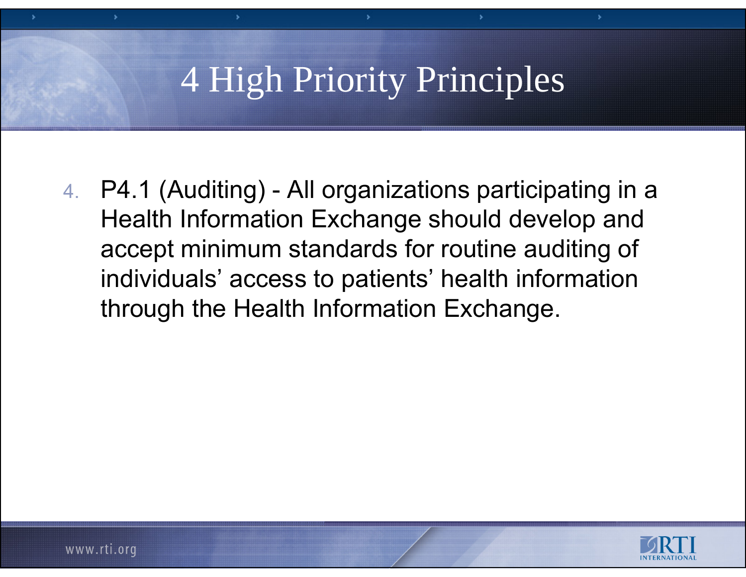# 4 High Priority Principles

4. P4.1 (Auditing) - All organizations participating in a Health Information Exchange should develop and accept minimum standards for routine auditing of individuals' access to patients' health information through the Health Information Exchange.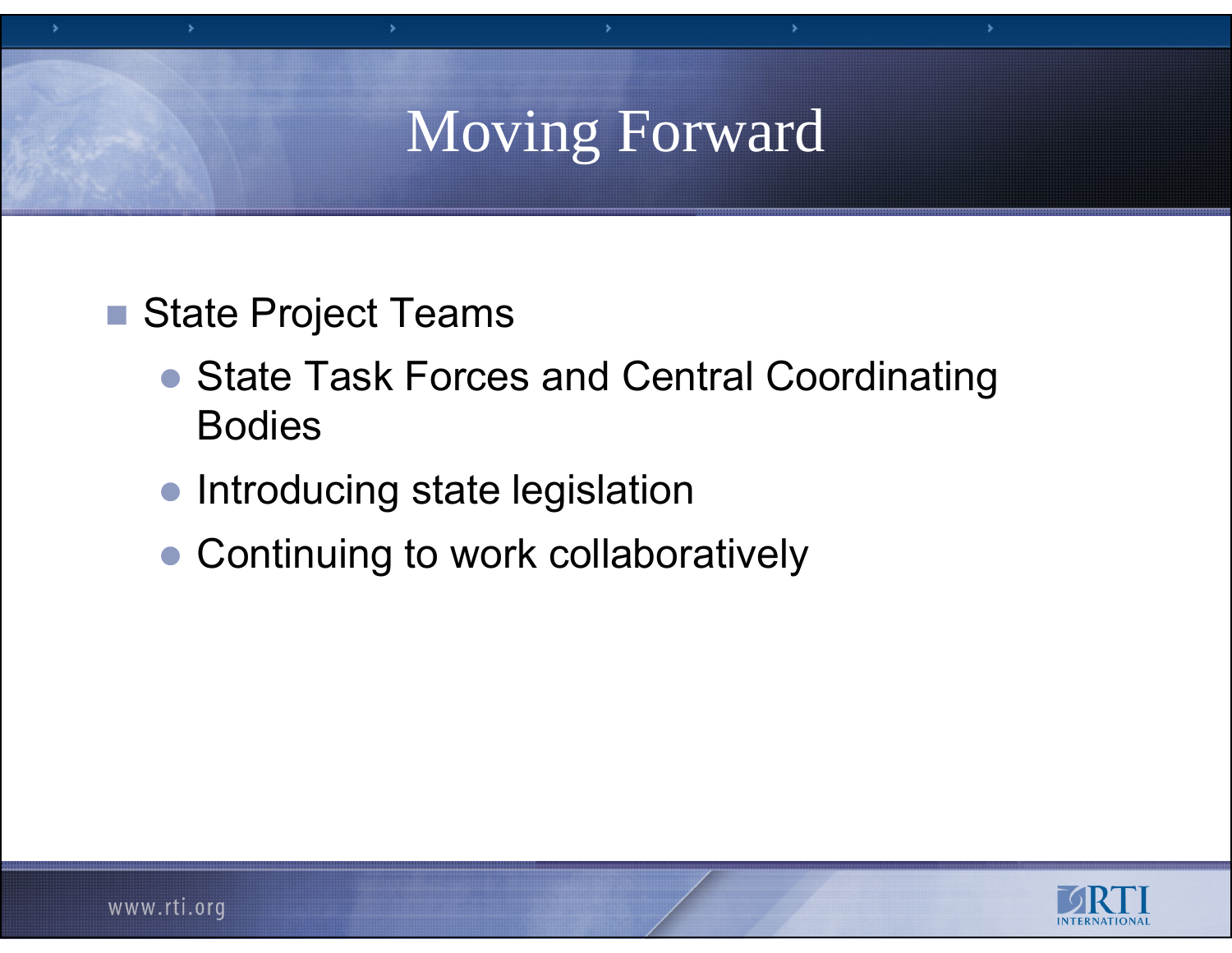# Moving Forward

- State Project Teams
  - State Task Forces and Central Coordinating Bodies
  - Introducing state legislation
  - Continuing to work collaboratively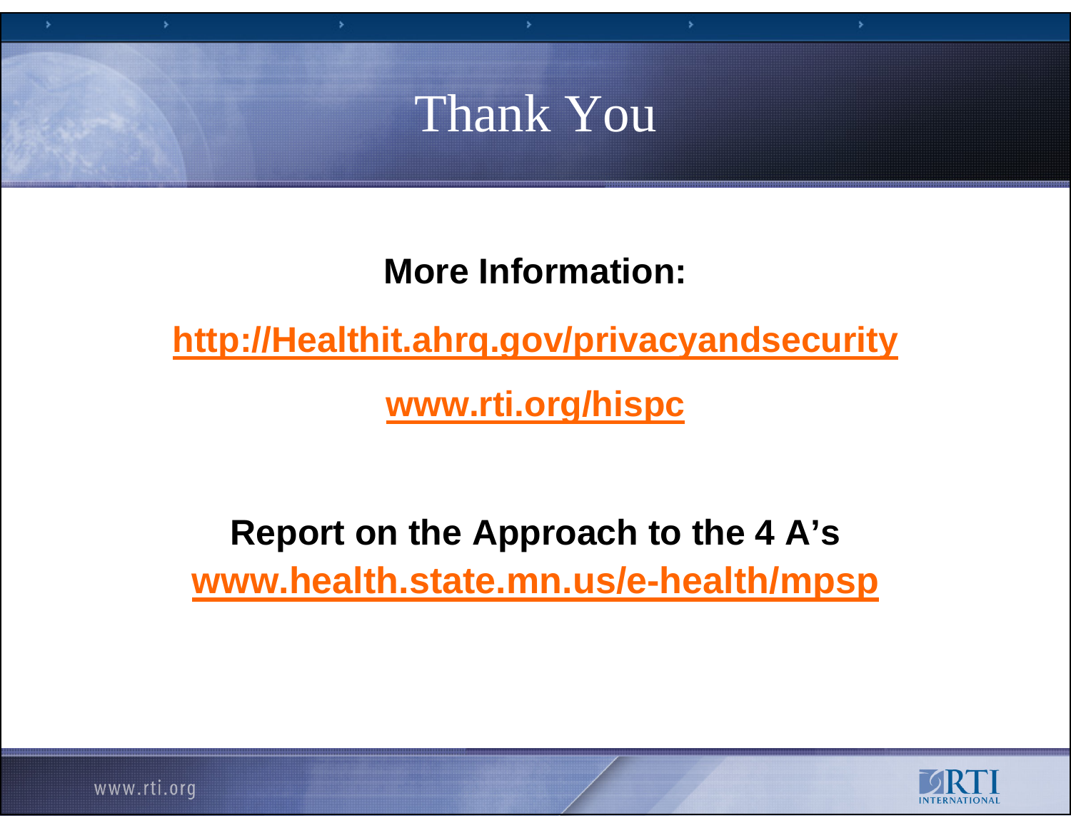# Thank You

**More Information:**

**http://Healthit.ahrq.gov/privacyandsecurity**

**www.rti.org/hispc**

**Report on the Approach to the 4 A's**
**www.health.state.mn.us/e-health/mpsp**